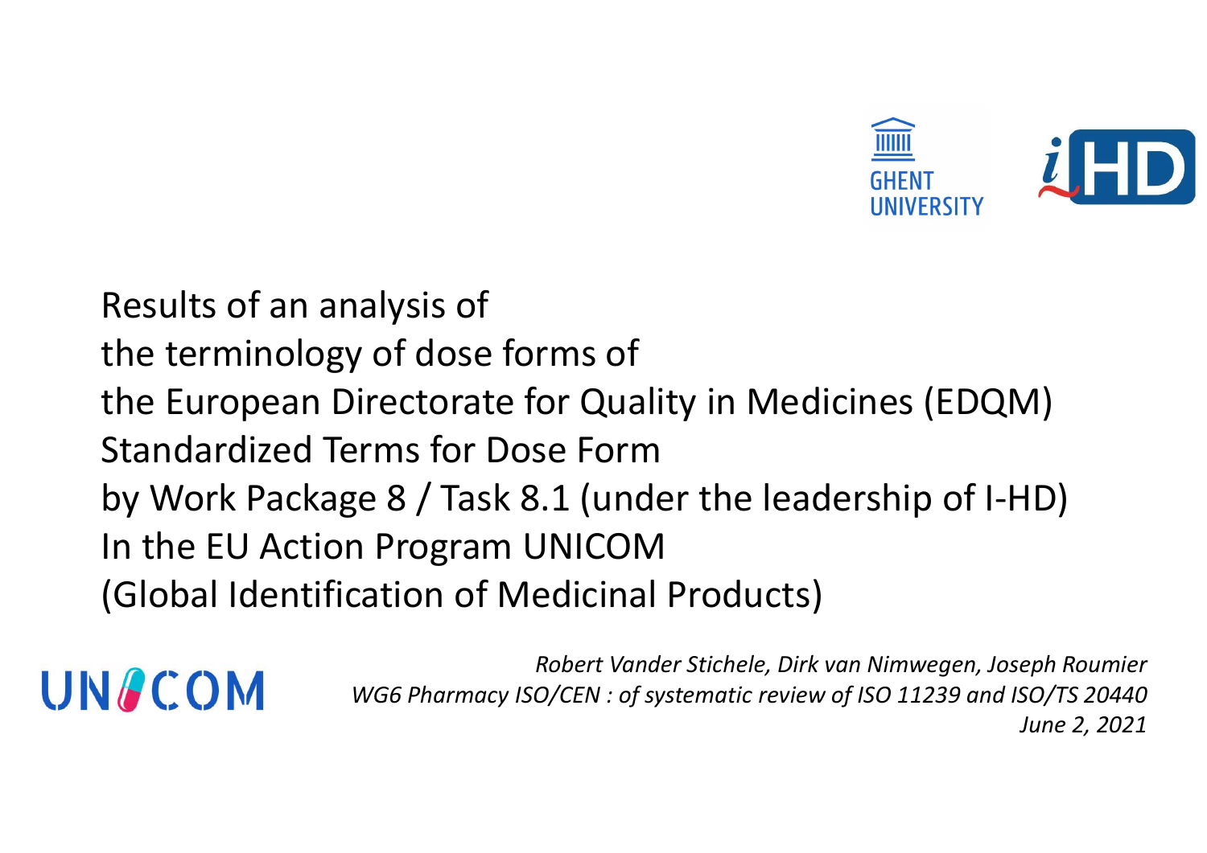GHENT UNIVERSITY

iHD

# Results of an analysis of the terminology of dose forms of the European Directorate for Quality in Medicines (EDQM) Standardized Terms for Dose Form by Work Package 8 / Task 8.1 (under the leadership of I-HD) In the EU Action Program UNICOM (Global Identification of Medicinal Products)

UNICOM

*Robert Vander Stichele, Dirk van Nimwegen, Joseph Roumier*

*WG6 Pharmacy ISO/CEN : of systematic review of ISO 11239 and ISO/TS 20440*

*June 2, 2021*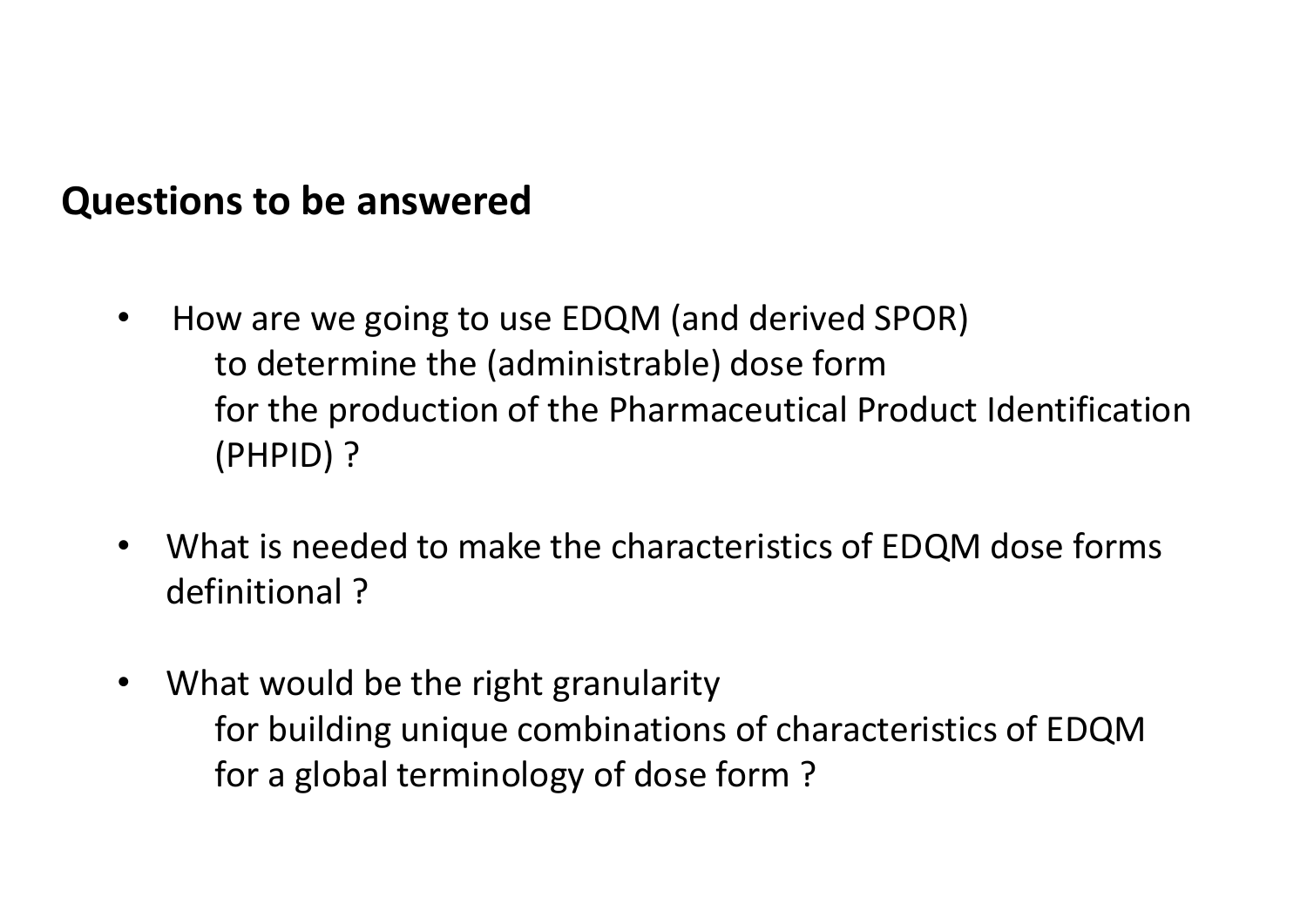## Questions to be answered

- How are we going to use EDQM (and derived SPOR) to determine the (administrable) dose form for the production of the Pharmaceutical Product Identification (PHPID) ?
- What is needed to make the characteristics of EDQM dose forms definitional ?
- What would be the right granularity for building unique combinations of characteristics of EDQM for a global terminology of dose form ?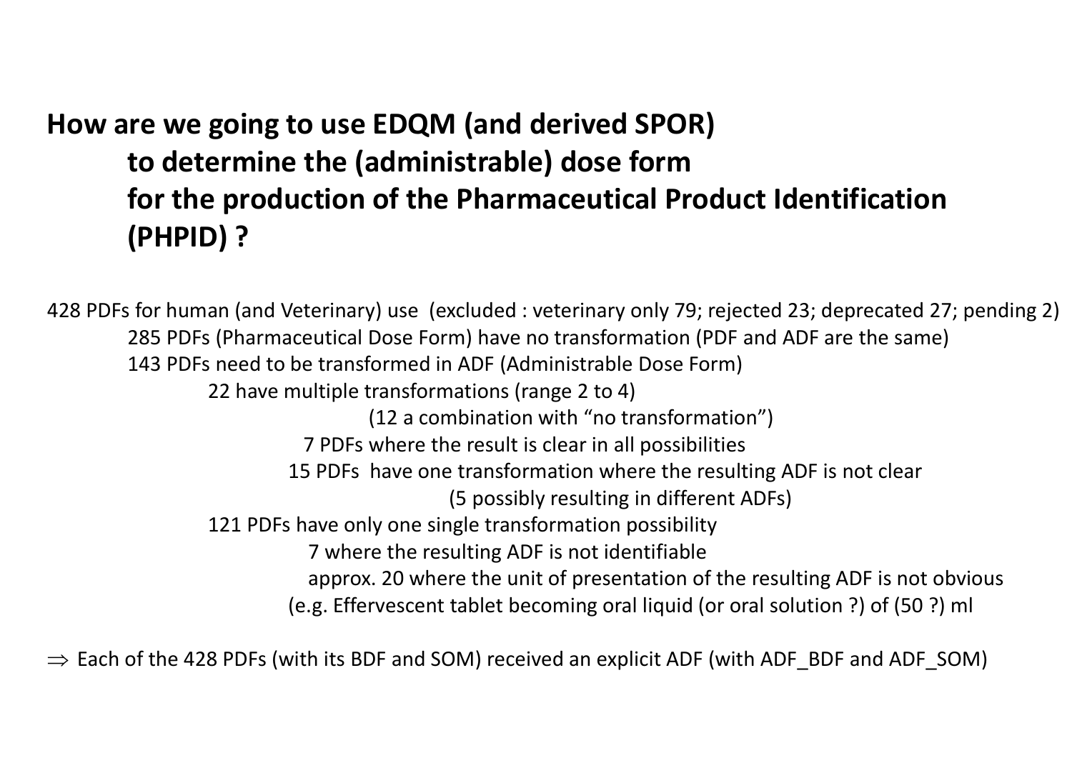## How are we going to use EDQM (and derived SPOR) to determine the (administrable) dose form for the production of the Pharmaceutical Product Identification (PHPID) ?

428 PDFs for human (and Veterinary) use (excluded : veterinary only 79; rejected 23; deprecated 27; pending 2)

- 285 PDFs (Pharmaceutical Dose Form) have no transformation (PDF and ADF are the same)
- 143 PDFs need to be transformed in ADF (Administrable Dose Form)
  - 22 have multiple transformations (range 2 to 4)
    - (12 a combination with “no transformation”)
    - 7 PDFs where the result is clear in all possibilities
    - 15 PDFs have one transformation where the resulting ADF is not clear
      - (5 possibly resulting in different ADFs)
  - 121 PDFs have only one single transformation possibility
    - 7 where the resulting ADF is not identifiable
    - approx. 20 where the unit of presentation of the resulting ADF is not obvious
    - (e.g. Effervescent tablet becoming oral liquid (or oral solution ?) of (50 ?) ml

$\Rightarrow$ Each of the 428 PDFs (with its BDF and SOM) received an explicit ADF (with ADF_BDF and ADF_SOM)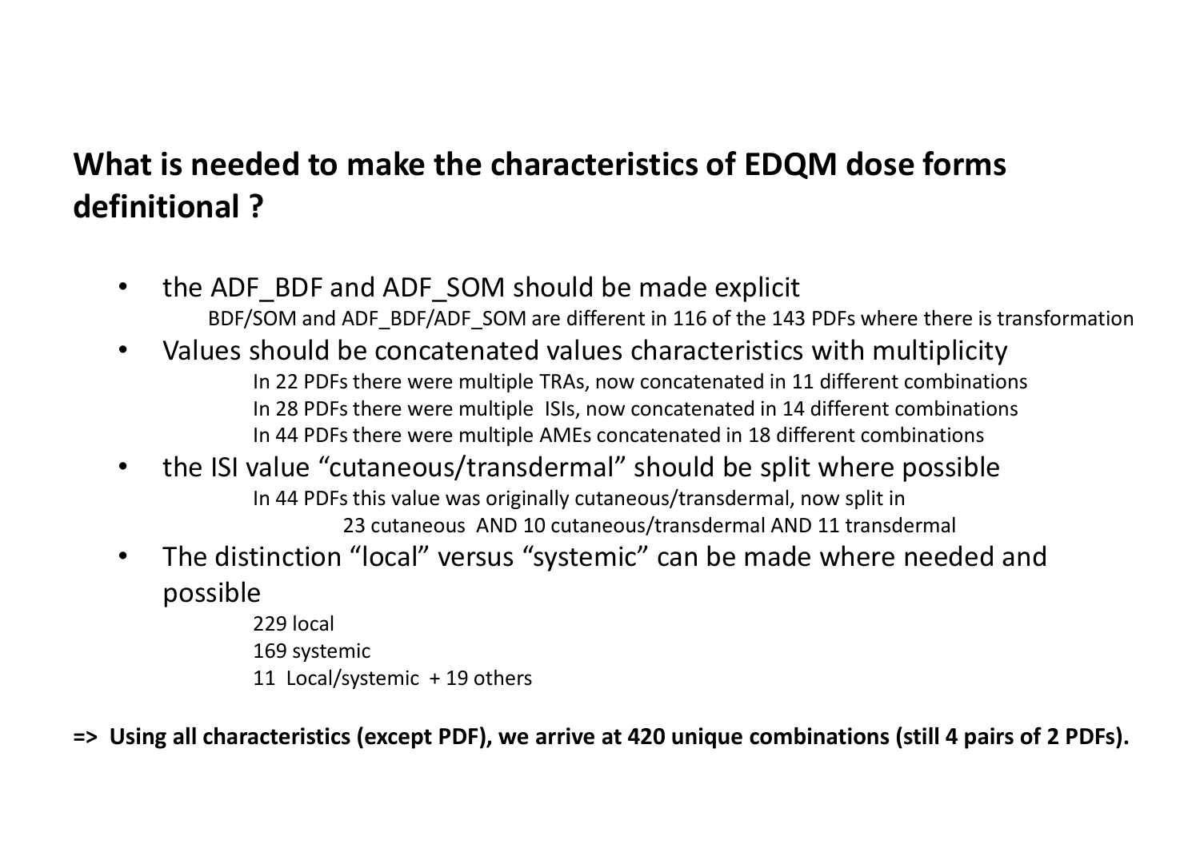## What is needed to make the characteristics of EDQM dose forms definitional ?

- the ADF_BDF and ADF_SOM should be made explicit
  - BDF/SOM and ADF_BDF/ADF_SOM are different in 116 of the 143 PDFs where there is transformation
- Values should be concatenated values characteristics with multiplicity
  - In 22 PDFs there were multiple TRAs, now concatenated in 11 different combinations
  - In 28 PDFs there were multiple ISIs, now concatenated in 14 different combinations
  - In 44 PDFs there were multiple AMEs concatenated in 18 different combinations
- the ISI value "cutaneous/transdermal" should be split where possible
  - In 44 PDFs this value was originally cutaneous/transdermal, now split in
    - 23 cutaneous AND 10 cutaneous/transdermal AND 11 transdermal
- The distinction "local" versus "systemic" can be made where needed and possible
  - 229 local
  - 169 systemic
  - 11 Local/systemic + 19 others

**=> Using all characteristics (except PDF), we arrive at 420 unique combinations (still 4 pairs of 2 PDFs).**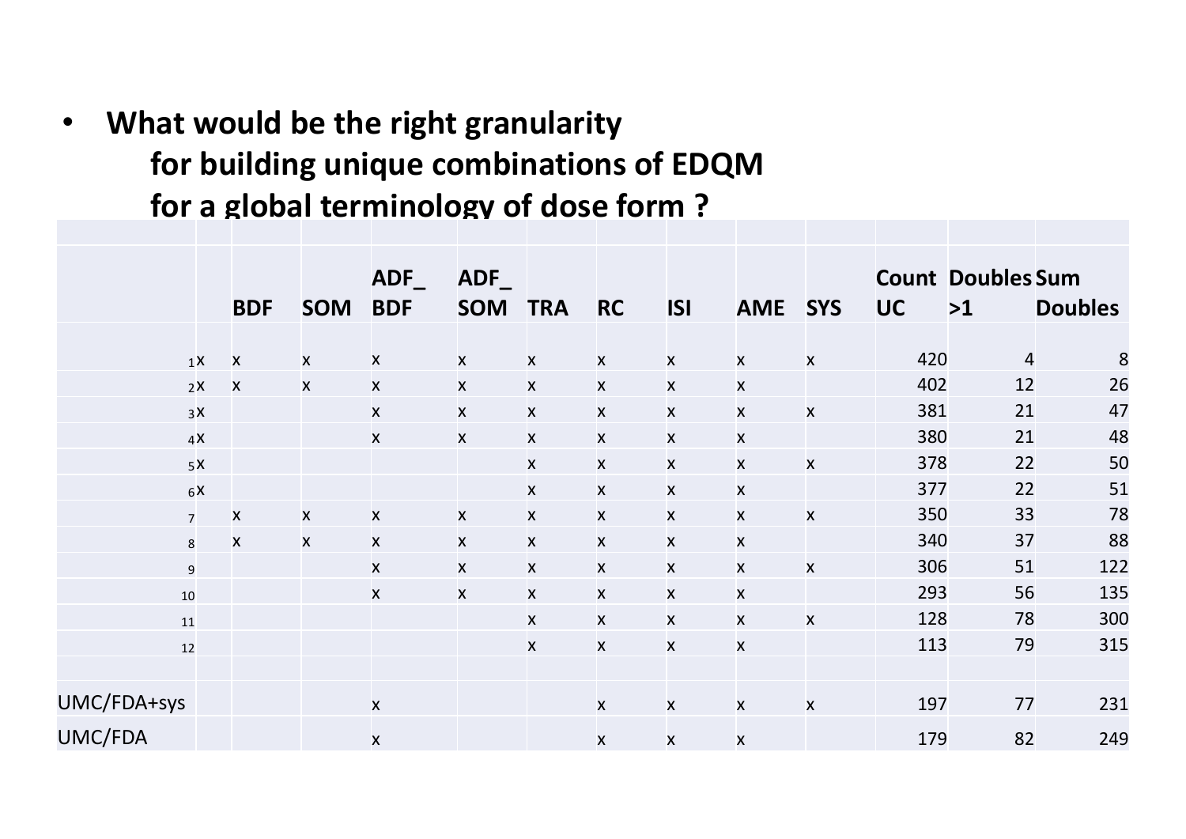- **What would be the right granularity for building unique combinations of EDQM for a global terminology of dose form ?**

| | | BDF | SOM | ADF_ BDF | ADF_ SOM | TRA | RC | ISI | AME | SYS | Count UC | Doubles >1 | Sum Doubles |
|---|---|---|---|---|---|---|---|---|---|---|---|---|---|
| 1 | x | x | x | x | x | x | x | x | x | x | 420 | 4 | 8 |
| 2 | x | x | x | x | x | x | x | x | x | | 402 | 12 | 26 |
| 3 | x | | | x | x | x | x | x | x | x | 381 | 21 | 47 |
| 4 | x | | | x | x | x | x | x | x | | 380 | 21 | 48 |
| 5 | x | | | | | x | x | x | x | x | 378 | 22 | 50 |
| 6 | x | | | | | x | x | x | x | | 377 | 22 | 51 |
| 7 | | x | x | x | x | x | x | x | x | x | 350 | 33 | 78 |
| 8 | | x | x | x | x | x | x | x | x | | 340 | 37 | 88 |
| 9 | | | | x | x | x | x | x | x | x | 306 | 51 | 122 |
| 10 | | | | x | x | x | x | x | x | | 293 | 56 | 135 |
| 11 | | | | | | x | x | x | x | x | 128 | 78 | 300 |
| 12 | | | | | | x | x | x | x | | 113 | 79 | 315 |
| | | | | | | | | | | | | | |
| UMC/FDA+sys | | | | x | | | x | x | x | x | 197 | 77 | 231 |
| UMC/FDA | | | | x | | | x | x | x | | 179 | 82 | 249 |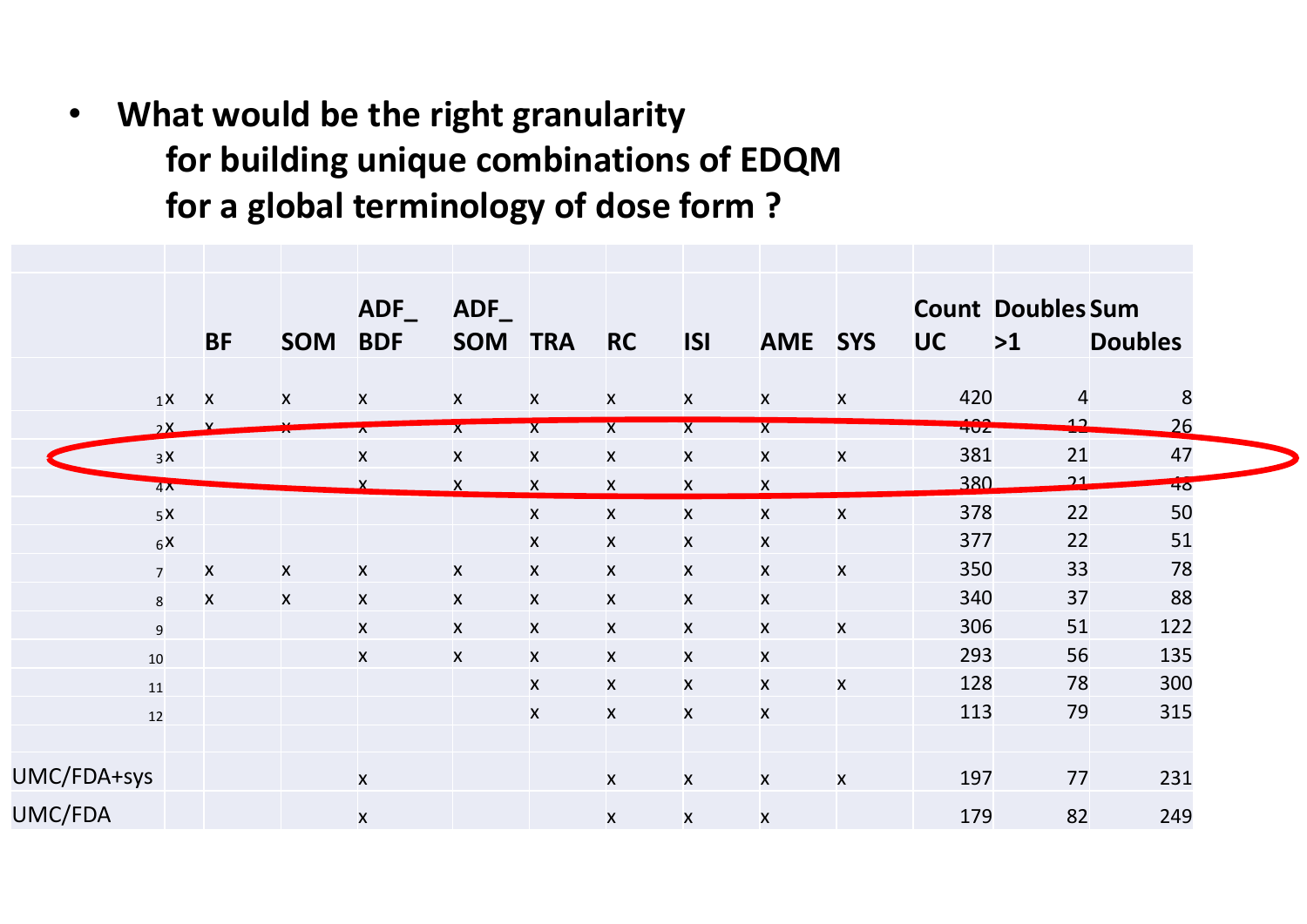- **What would be the right granularity for building unique combinations of EDQM for a global terminology of dose form ?**

| | | BF | SOM | ADF_ BDF | ADF_ SOM | TRA | RC | ISI | AME | SYS | Count UC | Doubles >1 | Sum Doubles |
|---|---|---|---|---|---|---|---|---|---|---|---|---|---|
| 1 | x | x | x | x | x | x | x | x | x | x | 420 | 4 | 8 |
| 2 | x | x | x | x | x | x | x | x | x | | 402 | 12 | 26 |
| 3 | x | | | x | x | x | x | x | x | x | 381 | 21 | 47 |
| 4 | x | | | x | x | x | x | x | x | | 380 | 21 | 48 |
| 5 | x | | | | | x | x | x | x | x | 378 | 22 | 50 |
| 6 | x | | | | | x | x | x | x | | 377 | 22 | 51 |
| 7 | | x | x | x | x | x | x | x | x | x | 350 | 33 | 78 |
| 8 | | x | x | x | x | x | x | x | x | | 340 | 37 | 88 |
| 9 | | | | x | x | x | x | x | x | x | 306 | 51 | 122 |
| 10 | | | | x | x | x | x | x | x | | 293 | 56 | 135 |
| 11 | | | | | | x | x | x | x | x | 128 | 78 | 300 |
| 12 | | | | | | x | x | x | x | | 113 | 79 | 315 |
| | | | | | | | | | | | | | |
| UMC/FDA+sys | | | | x | | | x | x | x | x | 197 | 77 | 231 |
| UMC/FDA | | | | x | | | x | x | x | | 179 | 82 | 249 |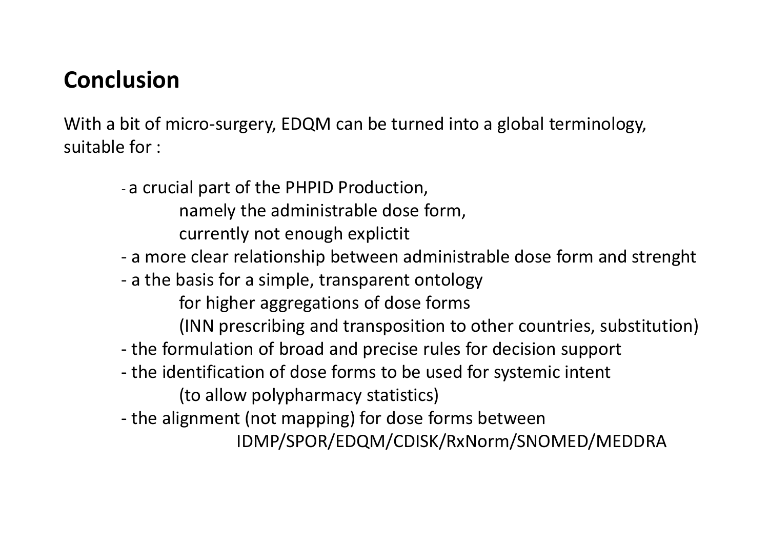## Conclusion

With a bit of micro-surgery, EDQM can be turned into a global terminology, suitable for :

- a crucial part of the PHPID Production,
  namely the administrable dose form,
  currently not enough explictit
- a more clear relationship between administrable dose form and strenght
- a the basis for a simple, transparent ontology
  for higher aggregations of dose forms
  (INN prescribing and transposition to other countries, substitution)
- the formulation of broad and precise rules for decision support
- the identification of dose forms to be used for systemic intent
  (to allow polypharmacy statistics)
- the alignment (not mapping) for dose forms between
  IDMP/SPOR/EDQM/CDISK/RxNorm/SNOMED/MEDDRA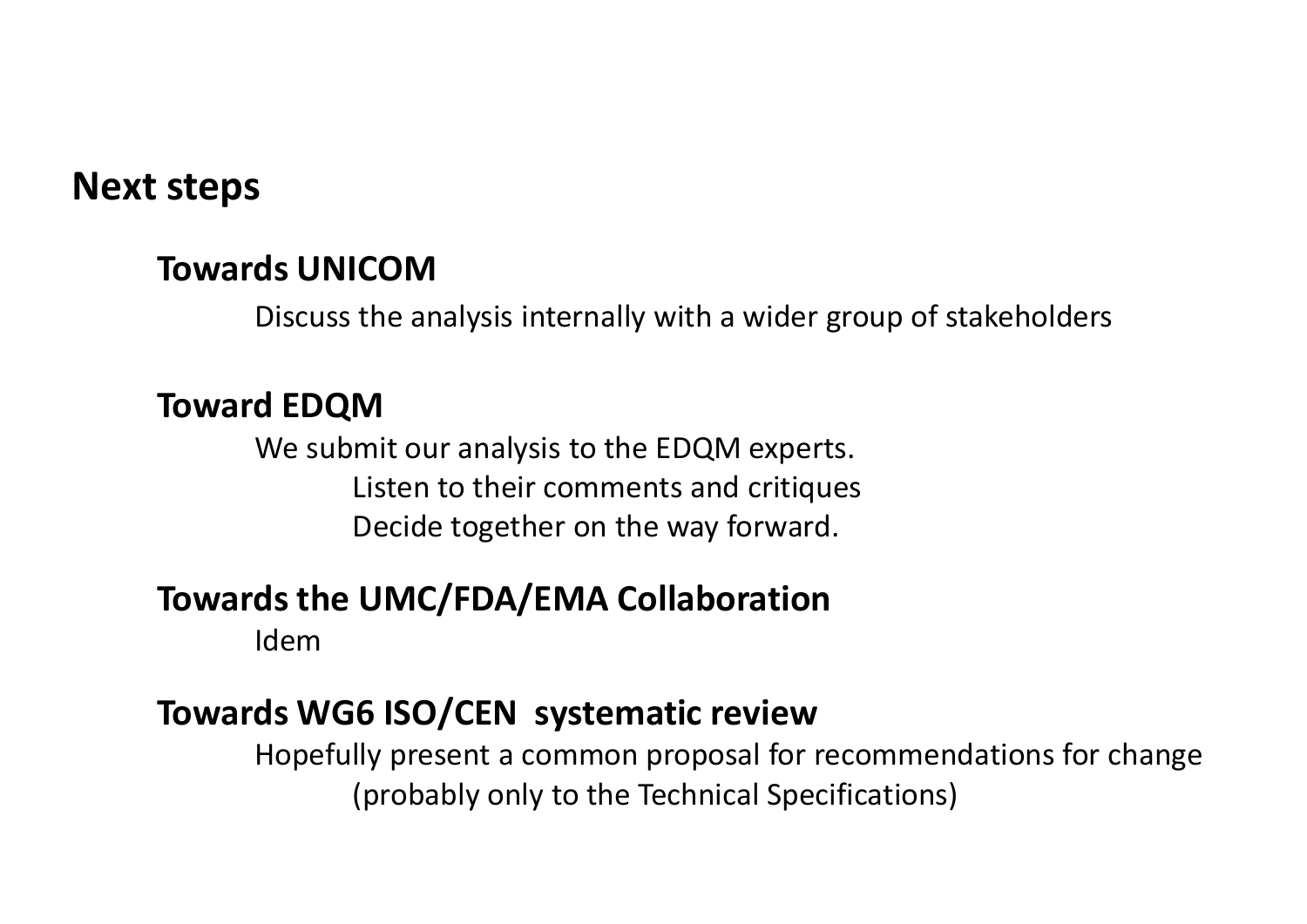# Next steps

## Towards UNICOM

Discuss the analysis internally with a wider group of stakeholders

## Toward EDQM

We submit our analysis to the EDQM experts.

- Listen to their comments and critiques
- Decide together on the way forward.

## Towards the UMC/FDA/EMA Collaboration

Idem

## Towards WG6 ISO/CEN systematic review

Hopefully present a common proposal for recommendations for change

(probably only to the Technical Specifications)